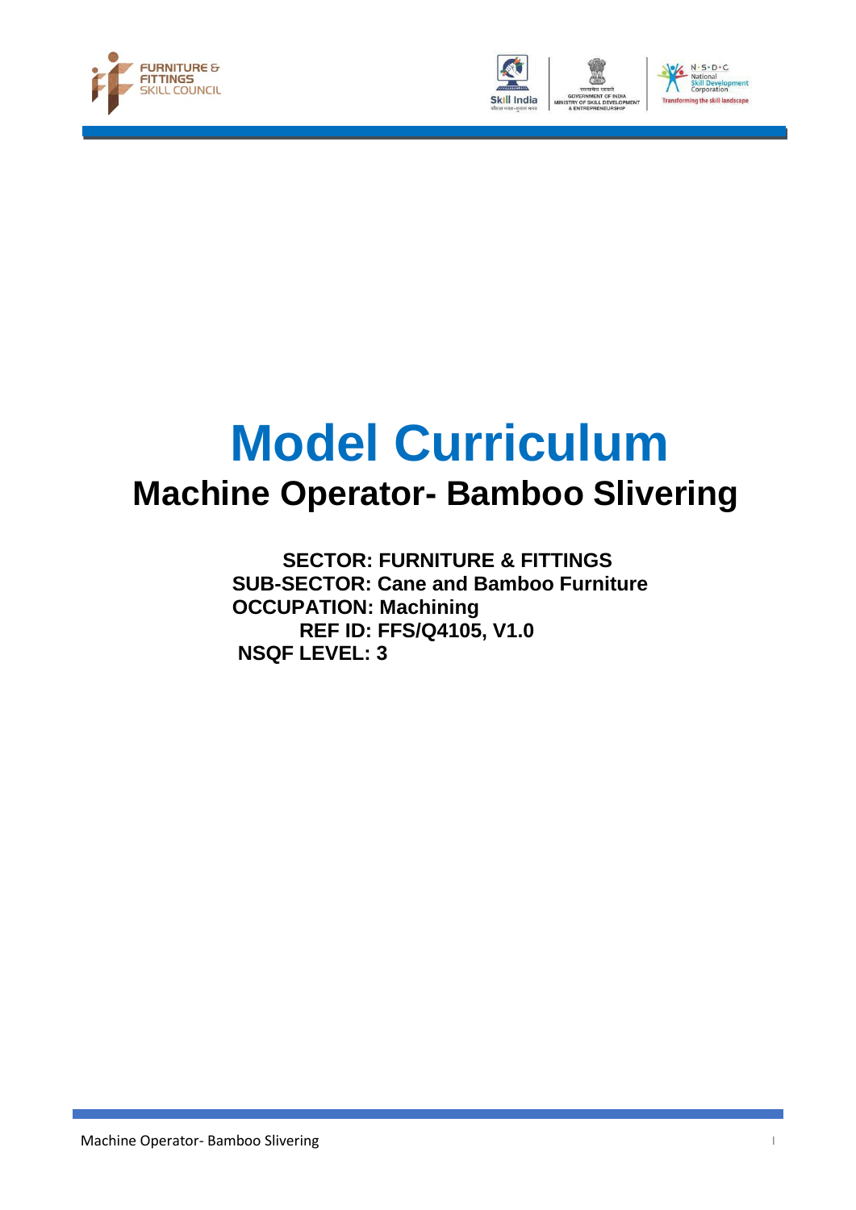# Model Curriculum

## Machine Operator- Bamboo Slivering

**SECTOR: FURNITURE & FITTINGS**
**SUB-SECTOR: Cane and Bamboo Furniture**
**OCCUPATION: Machining**
**REF ID: FFS/Q4105, V1.0**
**NSQF LEVEL: 3**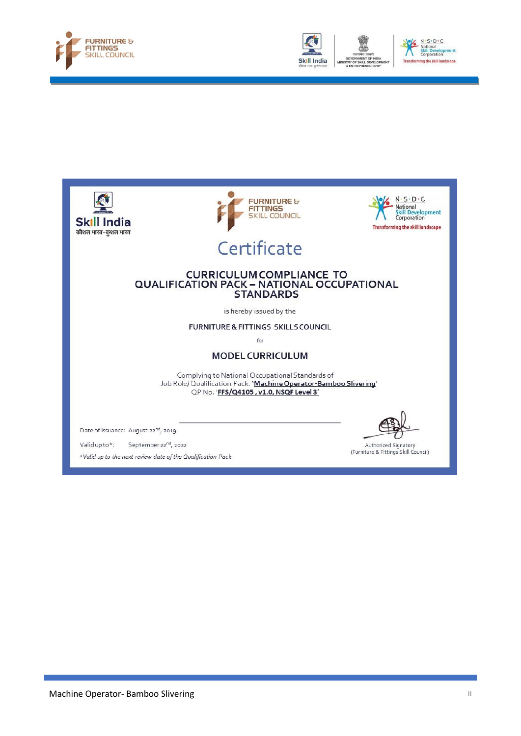# Certificate

## CURRICULUM COMPLIANCE TO QUALIFICATION PACK – NATIONAL OCCUPATIONAL STANDARDS

is hereby issued by the

FURNITURE & FITTINGS SKILLS COUNCIL

for

### MODEL CURRICULUM

Complying to National Occupational Standards of
Job Role/ Qualification Pack: '**Machine Operator-Bamboo Slivering**'
QP No. '**FFS/Q4105 , v1.0, NSQF Level 3**'

Date of Issuance: August 22nd, 2019

Valid up to*: September 22nd, 2022

*Valid up to the next review date of the Qualification Pack*

Authorized Signatory
(Furniture & Fittings Skill Council)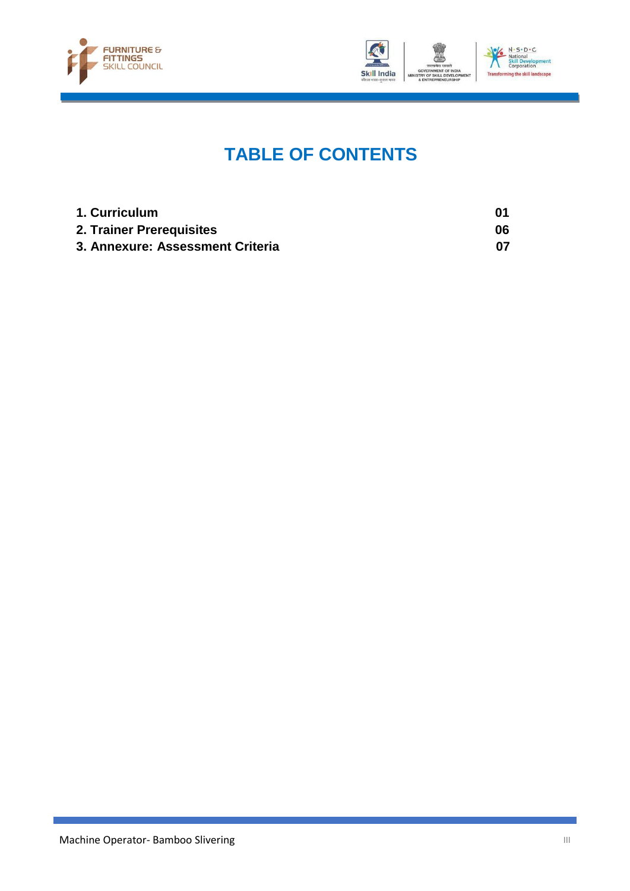# TABLE OF CONTENTS

| | |
|---|---|
| **1. Curriculum** | **01** |
| **2. Trainer Prerequisites** | **06** |
| **3. Annexure: Assessment Criteria** | **07** |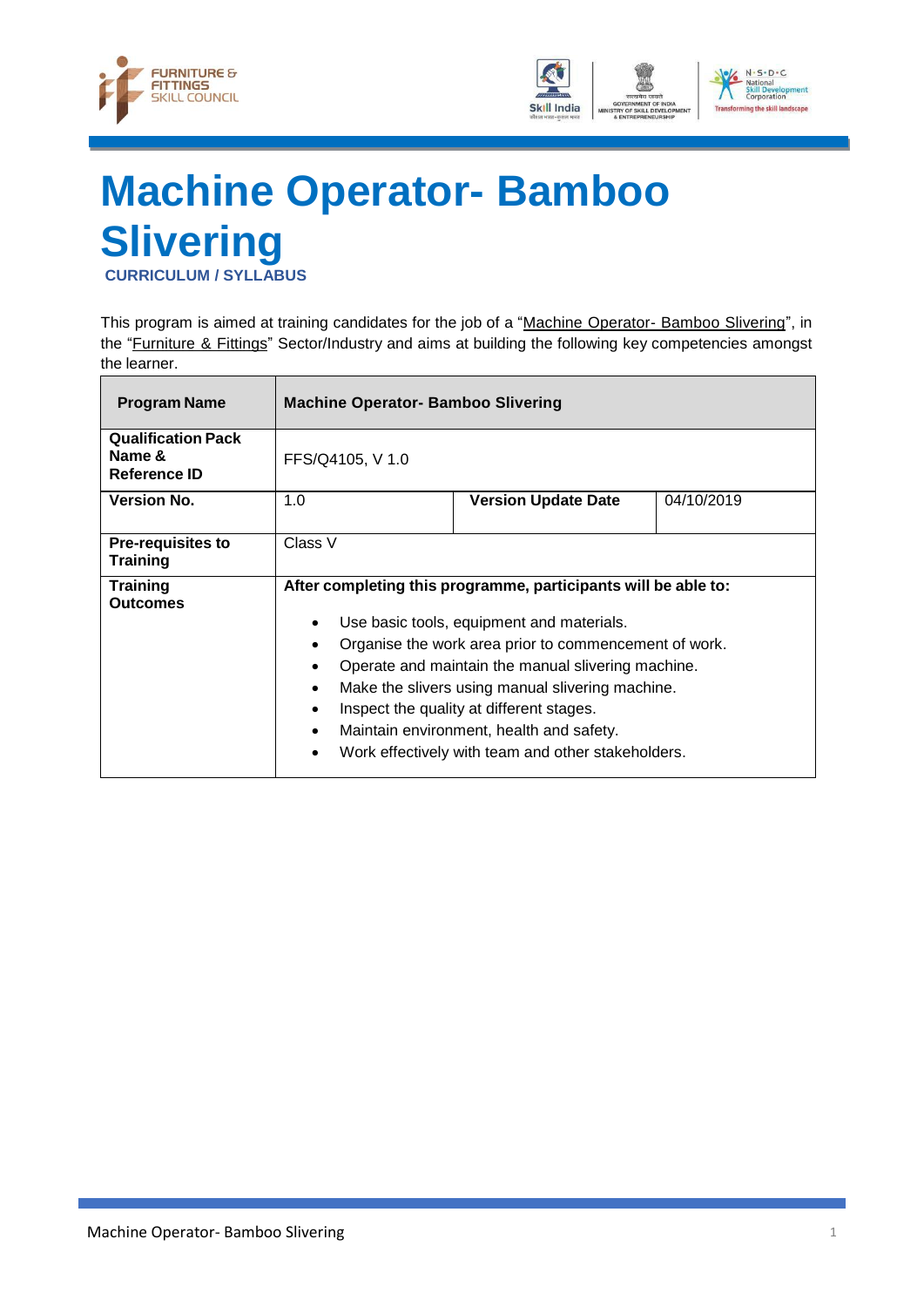# Machine Operator- Bamboo Slivering

**CURRICULUM / SYLLABUS**

This program is aimed at training candidates for the job of a "Machine Operator- Bamboo Slivering", in the "Furniture & Fittings" Sector/Industry and aims at building the following key competencies amongst the learner.

| **Program Name** | **Machine Operator- Bamboo Slivering** | | |
|---|---|---|---|
| **Qualification Pack Name & Reference ID** | FFS/Q4105, V 1.0 | | |
| **Version No.** | 1.0 | **Version Update Date** | 04/10/2019 |
| **Pre-requisites to Training** | Class V | | |
| **Training Outcomes** | **After completing this programme, participants will be able to:**<br>• Use basic tools, equipment and materials.<br>• Organise the work area prior to commencement of work.<br>• Operate and maintain the manual slivering machine.<br>• Make the slivers using manual slivering machine.<br>• Inspect the quality at different stages.<br>• Maintain environment, health and safety.<br>• Work effectively with team and other stakeholders. | | |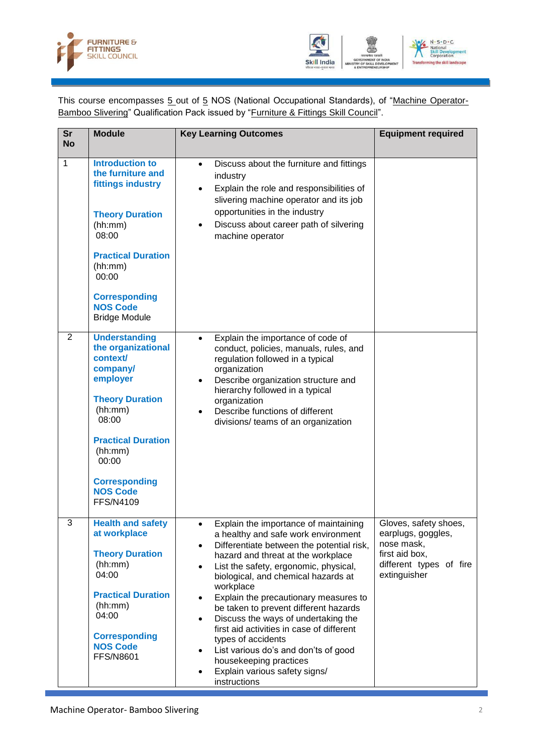This course encompasses 5 out of 5 NOS (National Occupational Standards), of "Machine Operator-Bamboo Slivering" Qualification Pack issued by "Furniture & Fittings Skill Council".

| Sr No | Module | Key Learning Outcomes | Equipment required |
|---|---|---|---|
| 1 | **Introduction to the furniture and fittings industry**<br><br>**Theory Duration** (hh:mm) 08:00<br><br>**Practical Duration** (hh:mm) 00:00<br><br>**Corresponding NOS Code** Bridge Module | • Discuss about the furniture and fittings industry<br>• Explain the role and responsibilities of slivering machine operator and its job opportunities in the industry<br>• Discuss about career path of silvering machine operator | |
| 2 | **Understanding the organizational context/ company/ employer**<br><br>**Theory Duration** (hh:mm) 08:00<br><br>**Practical Duration** (hh:mm) 00:00<br><br>**Corresponding NOS Code** FFS/N4109 | • Explain the importance of code of conduct, policies, manuals, rules, and regulation followed in a typical organization<br>• Describe organization structure and hierarchy followed in a typical organization<br>• Describe functions of different divisions/ teams of an organization | |
| 3 | **Health and safety at workplace**<br><br>**Theory Duration** (hh:mm) 04:00<br><br>**Practical Duration** (hh:mm) 04:00<br><br>**Corresponding NOS Code** FFS/N8601 | • Explain the importance of maintaining a healthy and safe work environment<br>• Differentiate between the potential risk, hazard and threat at the workplace<br>• List the safety, ergonomic, physical, biological, and chemical hazards at workplace<br>• Explain the precautionary measures to be taken to prevent different hazards<br>• Discuss the ways of undertaking the first aid activities in case of different types of accidents<br>• List various do's and don'ts of good housekeeping practices<br>• Explain various safety signs/ instructions | Gloves, safety shoes, earplugs, goggles, nose mask, first aid box, different types of fire extinguisher |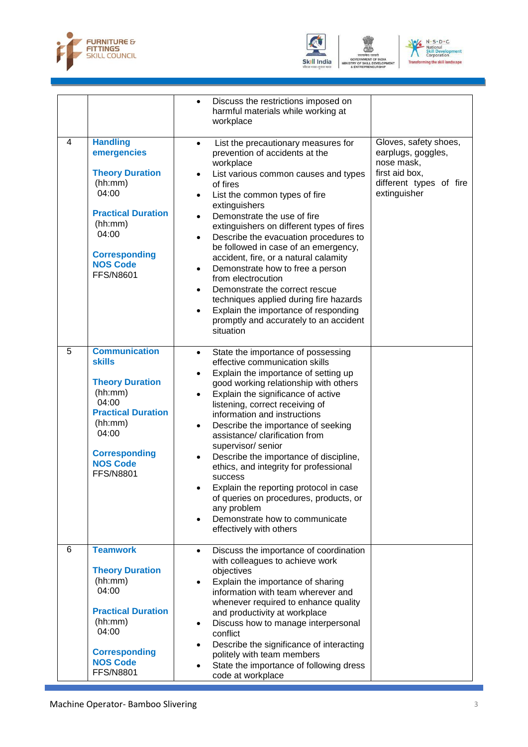| | | | |
|---|---|---|---|
| | | • Discuss the restrictions imposed on harmful materials while working at workplace | |
| 4 | **Handling emergencies**<br><br>**Theory Duration** (hh:mm) 04:00<br><br>**Practical Duration** (hh:mm) 04:00<br><br>**Corresponding NOS Code** FFS/N8601 | • List the precautionary measures for prevention of accidents at the workplace<br>• List various common causes and types of fires<br>• List the common types of fire extinguishers<br>• Demonstrate the use of fire extinguishers on different types of fires<br>• Describe the evacuation procedures to be followed in case of an emergency, accident, fire, or a natural calamity<br>• Demonstrate how to free a person from electrocution<br>• Demonstrate the correct rescue techniques applied during fire hazards<br>• Explain the importance of responding promptly and accurately to an accident situation | Gloves, safety shoes, earplugs, goggles, nose mask, first aid box, different types of fire extinguisher |
| 5 | **Communication skills**<br><br>**Theory Duration** (hh:mm) 04:00<br>**Practical Duration** (hh:mm) 04:00<br><br>**Corresponding NOS Code** FFS/N8801 | • State the importance of possessing effective communication skills<br>• Explain the importance of setting up good working relationship with others<br>• Explain the significance of active listening, correct receiving of information and instructions<br>• Describe the importance of seeking assistance/ clarification from supervisor/ senior<br>• Describe the importance of discipline, ethics, and integrity for professional success<br>• Explain the reporting protocol in case of queries on procedures, products, or any problem<br>• Demonstrate how to communicate effectively with others | |
| 6 | **Teamwork**<br><br>**Theory Duration** (hh:mm) 04:00<br><br>**Practical Duration** (hh:mm) 04:00<br><br>**Corresponding NOS Code** FFS/N8801 | • Discuss the importance of coordination with colleagues to achieve work objectives<br>• Explain the importance of sharing information with team wherever and whenever required to enhance quality and productivity at workplace<br>• Discuss how to manage interpersonal conflict<br>• Describe the significance of interacting politely with team members<br>• State the importance of following dress code at workplace | |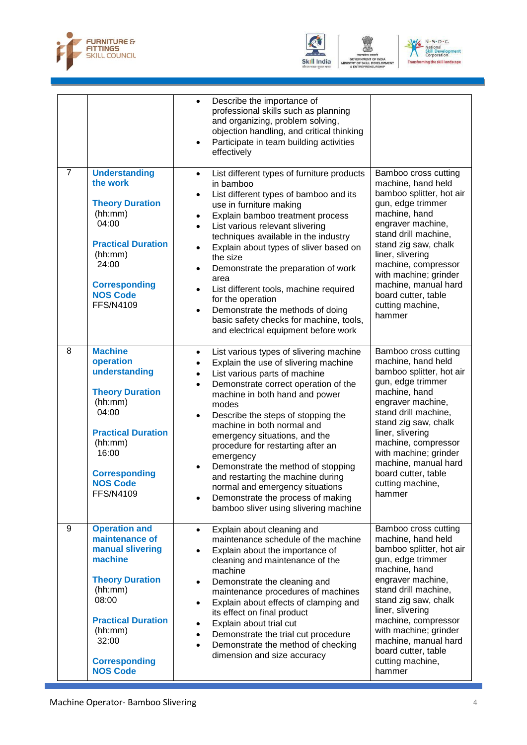| | | | |
|---|---|---|---|
| | | • Describe the importance of professional skills such as planning and organizing, problem solving, objection handling, and critical thinking<br>• Participate in team building activities effectively | |
| 7 | **Understanding the work**<br><br>**Theory Duration** (hh:mm) 04:00<br><br>**Practical Duration** (hh:mm) 24:00<br><br>**Corresponding NOS Code** FFS/N4109 | • List different types of furniture products in bamboo<br>• List different types of bamboo and its use in furniture making<br>• Explain bamboo treatment process<br>• List various relevant slivering techniques available in the industry<br>• Explain about types of sliver based on the size<br>• Demonstrate the preparation of work area<br>• List different tools, machine required for the operation<br>• Demonstrate the methods of doing basic safety checks for machine, tools, and electrical equipment before work | Bamboo cross cutting machine, hand held bamboo splitter, hot air gun, edge trimmer machine, hand engraver machine, stand drill machine, stand zig saw, chalk liner, slivering machine, compressor with machine; grinder machine, manual hard board cutter, table cutting machine, hammer |
| 8 | **Machine operation understanding**<br><br>**Theory Duration** (hh:mm) 04:00<br><br>**Practical Duration** (hh:mm) 16:00<br><br>**Corresponding NOS Code** FFS/N4109 | • List various types of slivering machine<br>• Explain the use of slivering machine<br>• List various parts of machine<br>• Demonstrate correct operation of the machine in both hand and power modes<br>• Describe the steps of stopping the machine in both normal and emergency situations, and the procedure for restarting after an emergency<br>• Demonstrate the method of stopping and restarting the machine during normal and emergency situations<br>• Demonstrate the process of making bamboo sliver using slivering machine | Bamboo cross cutting machine, hand held bamboo splitter, hot air gun, edge trimmer machine, hand engraver machine, stand drill machine, stand zig saw, chalk liner, slivering machine, compressor with machine; grinder machine, manual hard board cutter, table cutting machine, hammer |
| 9 | **Operation and maintenance of manual slivering machine**<br><br>**Theory Duration** (hh:mm) 08:00<br><br>**Practical Duration** (hh:mm) 32:00<br><br>**Corresponding NOS Code** | • Explain about cleaning and maintenance schedule of the machine<br>• Explain about the importance of cleaning and maintenance of the machine<br>• Demonstrate the cleaning and maintenance procedures of machines<br>• Explain about effects of clamping and its effect on final product<br>• Explain about trial cut<br>• Demonstrate the trial cut procedure<br>• Demonstrate the method of checking dimension and size accuracy | Bamboo cross cutting machine, hand held bamboo splitter, hot air gun, edge trimmer machine, hand engraver machine, stand drill machine, stand zig saw, chalk liner, slivering machine, compressor with machine; grinder machine, manual hard board cutter, table cutting machine, hammer |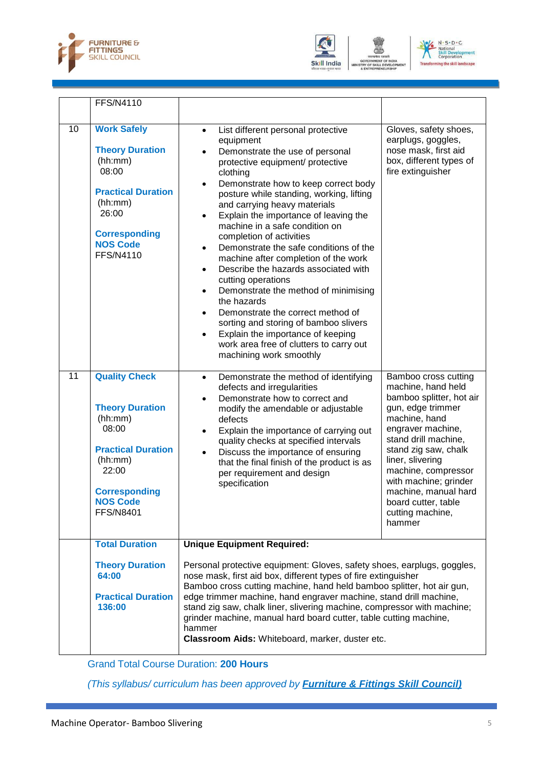| | | | |
|---|---|---|---|
| | FFS/N4110 | | |
| 10 | **Work Safely**<br><br>**Theory Duration** (hh:mm) 08:00<br><br>**Practical Duration** (hh:mm) 26:00<br><br>**Corresponding NOS Code** FFS/N4110 | • List different personal protective equipment<br>• Demonstrate the use of personal protective equipment/ protective clothing<br>• Demonstrate how to keep correct body posture while standing, working, lifting and carrying heavy materials<br>• Explain the importance of leaving the machine in a safe condition on completion of activities<br>• Demonstrate the safe conditions of the machine after completion of the work<br>• Describe the hazards associated with cutting operations<br>• Demonstrate the method of minimising the hazards<br>• Demonstrate the correct method of sorting and storing of bamboo slivers<br>• Explain the importance of keeping work area free of clutters to carry out machining work smoothly | Gloves, safety shoes, earplugs, goggles, nose mask, first aid box, different types of fire extinguisher |
| 11 | **Quality Check**<br><br>**Theory Duration** (hh:mm) 08:00<br><br>**Practical Duration** (hh:mm) 22:00<br><br>**Corresponding NOS Code** FFS/N8401 | • Demonstrate the method of identifying defects and irregularities<br>• Demonstrate how to correct and modify the amendable or adjustable defects<br>• Explain the importance of carrying out quality checks at specified intervals<br>• Discuss the importance of ensuring that the final finish of the product is as per requirement and design specification | Bamboo cross cutting machine, hand held bamboo splitter, hot air gun, edge trimmer machine, hand engraver machine, stand drill machine, stand zig saw, chalk liner, slivering machine, compressor with machine; grinder machine, manual hard board cutter, table cutting machine, hammer |
| | **Total Duration**<br><br>**Theory Duration** **64:00**<br><br>**Practical Duration** **136:00** | **Unique Equipment Required:**<br><br>Personal protective equipment: Gloves, safety shoes, earplugs, goggles, nose mask, first aid box, different types of fire extinguisher<br>Bamboo cross cutting machine, hand held bamboo splitter, hot air gun, edge trimmer machine, hand engraver machine, stand drill machine, stand zig saw, chalk liner, slivering machine, compressor with machine; grinder machine, manual hard board cutter, table cutting machine, hammer<br>**Classroom Aids:** Whiteboard, marker, duster etc. | |

Grand Total Course Duration: **200 Hours**

*(This syllabus/ curriculum has been approved by* ***Furniture & Fittings Skill Council)***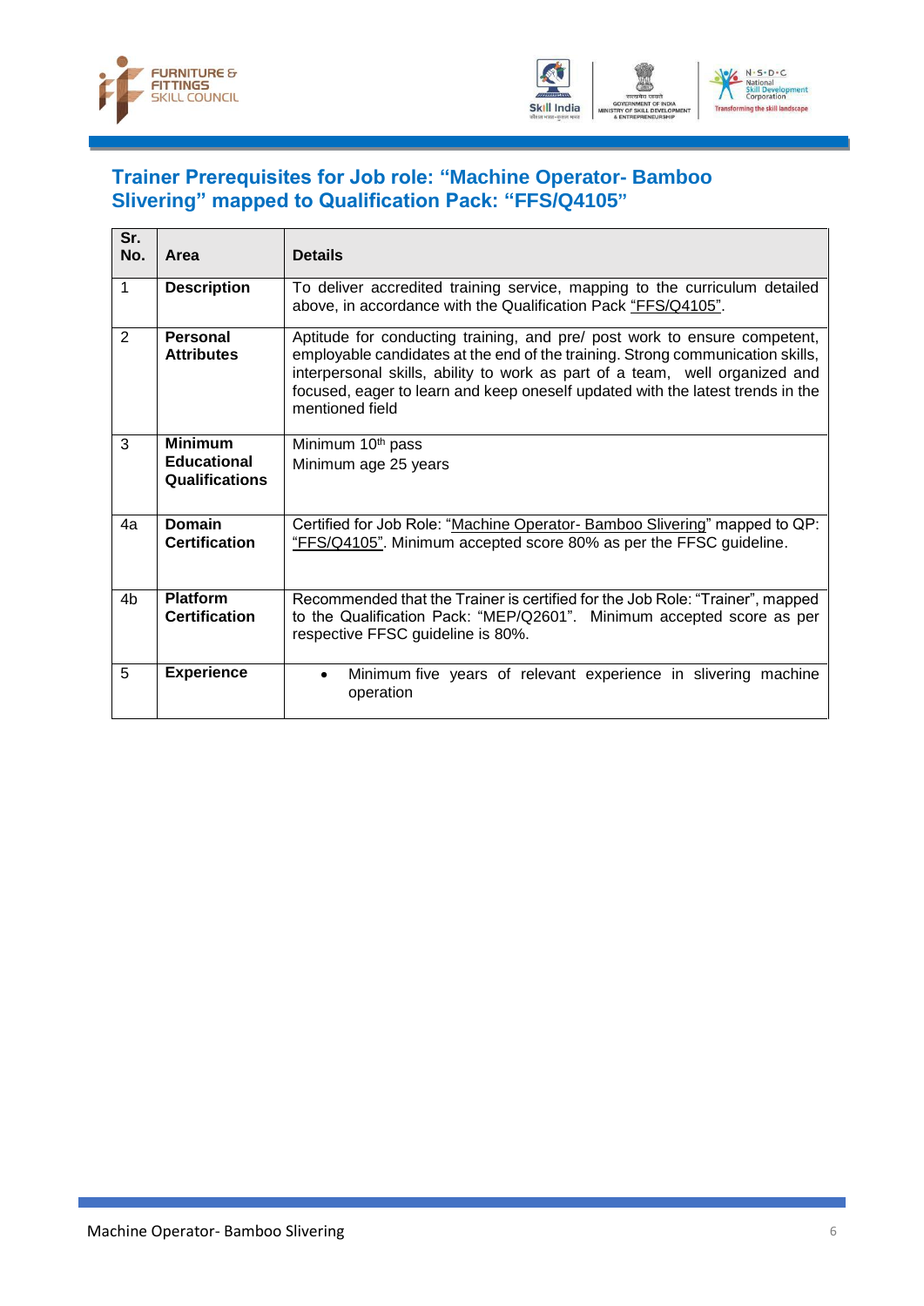## Trainer Prerequisites for Job role: "Machine Operator- Bamboo Slivering" mapped to Qualification Pack: "FFS/Q4105"

| Sr. No. | Area | Details |
|---|---|---|
| 1 | **Description** | To deliver accredited training service, mapping to the curriculum detailed above, in accordance with the Qualification Pack "FFS/Q4105". |
| 2 | **Personal Attributes** | Aptitude for conducting training, and pre/ post work to ensure competent, employable candidates at the end of the training. Strong communication skills, interpersonal skills, ability to work as part of a team, well organized and focused, eager to learn and keep oneself updated with the latest trends in the mentioned field |
| 3 | **Minimum Educational Qualifications** | Minimum 10th pass<br>Minimum age 25 years |
| 4a | **Domain Certification** | Certified for Job Role: "Machine Operator- Bamboo Slivering" mapped to QP: "FFS/Q4105". Minimum accepted score 80% as per the FFSC guideline. |
| 4b | **Platform Certification** | Recommended that the Trainer is certified for the Job Role: "Trainer", mapped to the Qualification Pack: "MEP/Q2601". Minimum accepted score as per respective FFSC guideline is 80%. |
| 5 | **Experience** | • Minimum five years of relevant experience in slivering machine operation |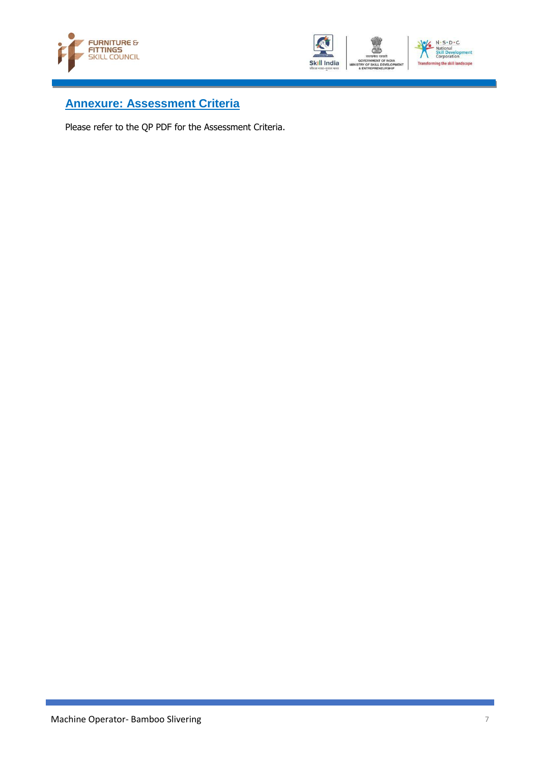## Annexure: Assessment Criteria

Please refer to the QP PDF for the Assessment Criteria.